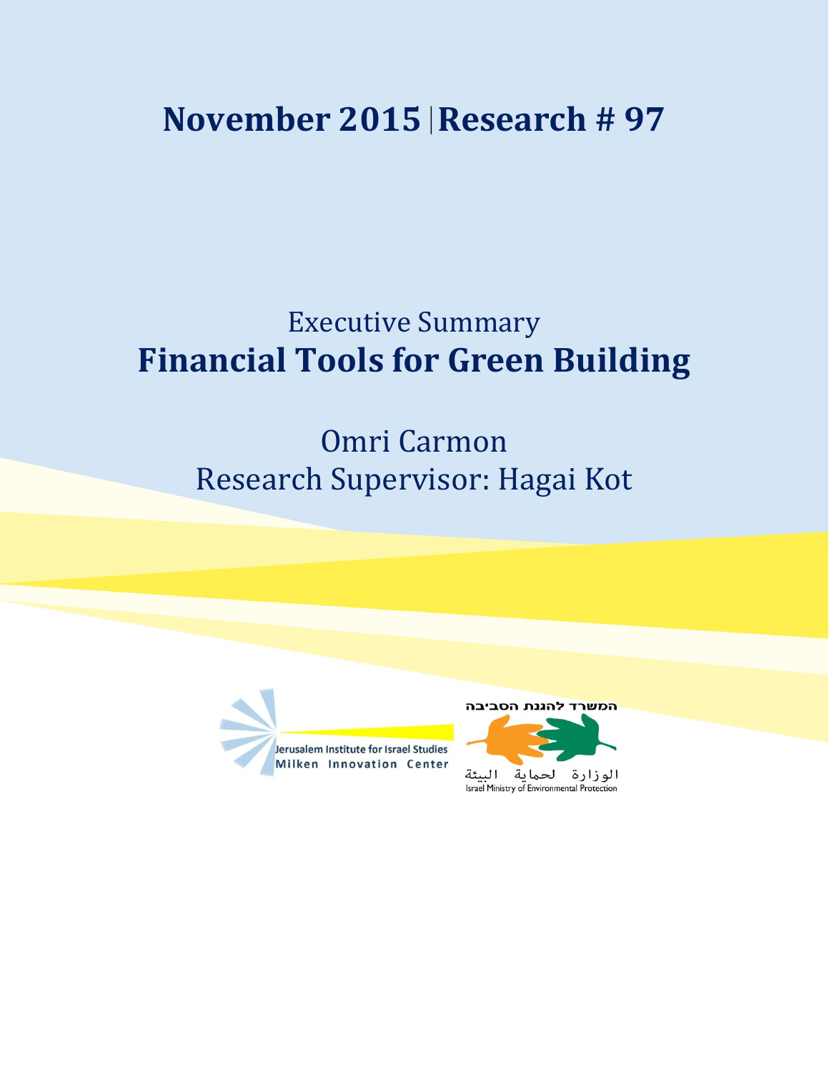# November 2015 | Research # 97

Executive Summary

# Financial Tools for Green Building

Omri Carmon

Research Supervisor: Hagai Kot

Jerusalem Institute for Israel Studies
Milken Innovation Center

המשרד להגנת הסביבה

الوزارة لحماية البيئة

Israel Ministry of Environmental Protection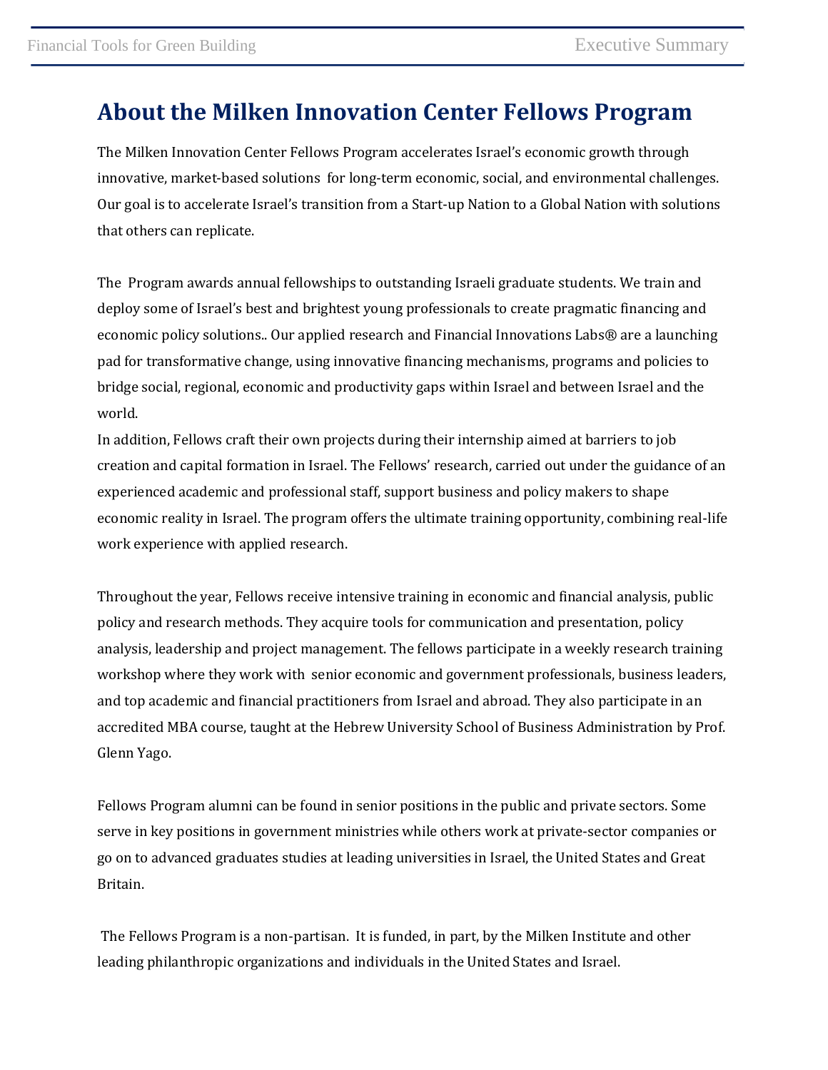# About the Milken Innovation Center Fellows Program

The Milken Innovation Center Fellows Program accelerates Israel's economic growth through innovative, market-based solutions for long-term economic, social, and environmental challenges. Our goal is to accelerate Israel's transition from a Start-up Nation to a Global Nation with solutions that others can replicate.

The Program awards annual fellowships to outstanding Israeli graduate students. We train and deploy some of Israel's best and brightest young professionals to create pragmatic financing and economic policy solutions.. Our applied research and Financial Innovations Labs® are a launching pad for transformative change, using innovative financing mechanisms, programs and policies to bridge social, regional, economic and productivity gaps within Israel and between Israel and the world.

In addition, Fellows craft their own projects during their internship aimed at barriers to job creation and capital formation in Israel. The Fellows' research, carried out under the guidance of an experienced academic and professional staff, support business and policy makers to shape economic reality in Israel. The program offers the ultimate training opportunity, combining real-life work experience with applied research.

Throughout the year, Fellows receive intensive training in economic and financial analysis, public policy and research methods. They acquire tools for communication and presentation, policy analysis, leadership and project management. The fellows participate in a weekly research training workshop where they work with senior economic and government professionals, business leaders, and top academic and financial practitioners from Israel and abroad. They also participate in an accredited MBA course, taught at the Hebrew University School of Business Administration by Prof. Glenn Yago.

Fellows Program alumni can be found in senior positions in the public and private sectors. Some serve in key positions in government ministries while others work at private-sector companies or go on to advanced graduates studies at leading universities in Israel, the United States and Great Britain.

The Fellows Program is a non-partisan. It is funded, in part, by the Milken Institute and other leading philanthropic organizations and individuals in the United States and Israel.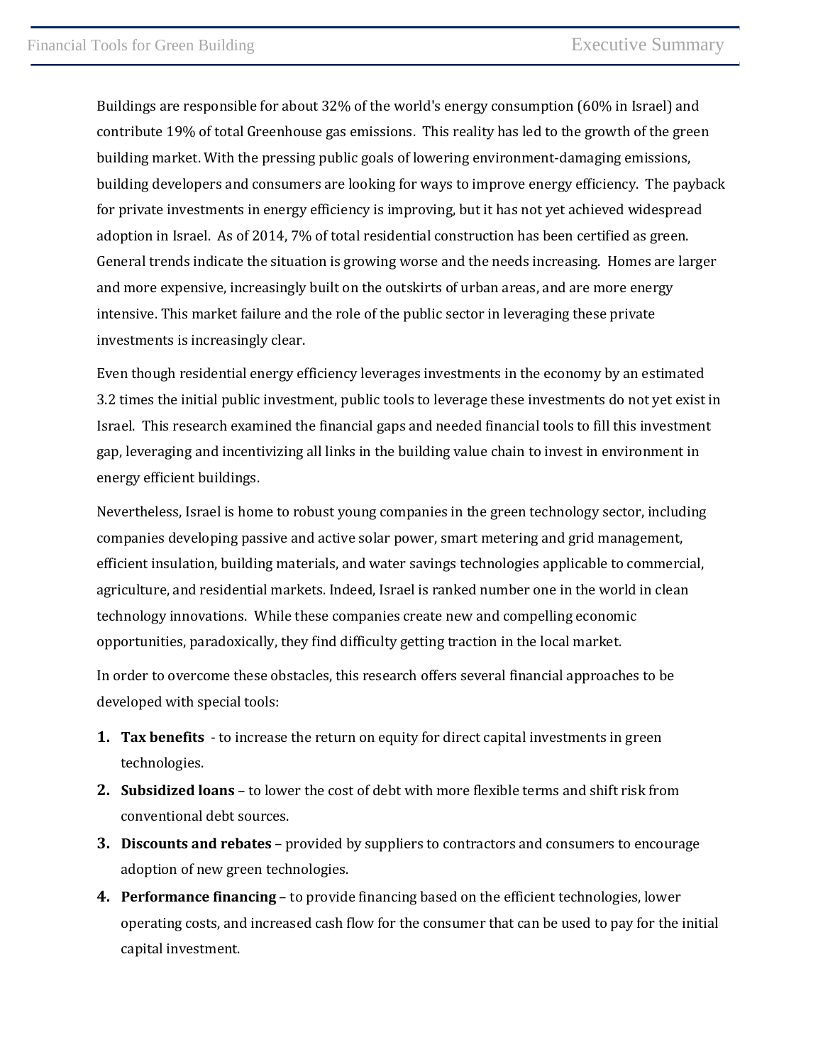Buildings are responsible for about 32% of the world's energy consumption (60% in Israel) and contribute 19% of total Greenhouse gas emissions. This reality has led to the growth of the green building market. With the pressing public goals of lowering environment-damaging emissions, building developers and consumers are looking for ways to improve energy efficiency. The payback for private investments in energy efficiency is improving, but it has not yet achieved widespread adoption in Israel. As of 2014, 7% of total residential construction has been certified as green. General trends indicate the situation is growing worse and the needs increasing. Homes are larger and more expensive, increasingly built on the outskirts of urban areas, and are more energy intensive. This market failure and the role of the public sector in leveraging these private investments is increasingly clear.

Even though residential energy efficiency leverages investments in the economy by an estimated 3.2 times the initial public investment, public tools to leverage these investments do not yet exist in Israel. This research examined the financial gaps and needed financial tools to fill this investment gap, leveraging and incentivizing all links in the building value chain to invest in environment in energy efficient buildings.

Nevertheless, Israel is home to robust young companies in the green technology sector, including companies developing passive and active solar power, smart metering and grid management, efficient insulation, building materials, and water savings technologies applicable to commercial, agriculture, and residential markets. Indeed, Israel is ranked number one in the world in clean technology innovations. While these companies create new and compelling economic opportunities, paradoxically, they find difficulty getting traction in the local market.

In order to overcome these obstacles, this research offers several financial approaches to be developed with special tools:

1. **Tax benefits** - to increase the return on equity for direct capital investments in green technologies.
2. **Subsidized loans** – to lower the cost of debt with more flexible terms and shift risk from conventional debt sources.
3. **Discounts and rebates** – provided by suppliers to contractors and consumers to encourage adoption of new green technologies.
4. **Performance financing** – to provide financing based on the efficient technologies, lower operating costs, and increased cash flow for the consumer that can be used to pay for the initial capital investment.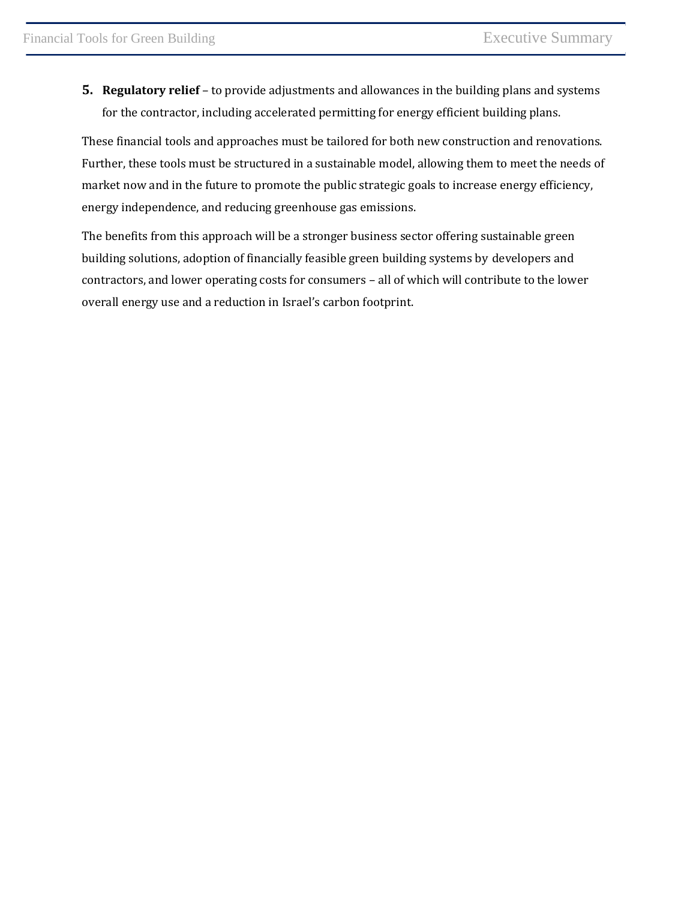5. **Regulatory relief** – to provide adjustments and allowances in the building plans and systems for the contractor, including accelerated permitting for energy efficient building plans.

These financial tools and approaches must be tailored for both new construction and renovations. Further, these tools must be structured in a sustainable model, allowing them to meet the needs of market now and in the future to promote the public strategic goals to increase energy efficiency, energy independence, and reducing greenhouse gas emissions.

The benefits from this approach will be a stronger business sector offering sustainable green building solutions, adoption of financially feasible green building systems by developers and contractors, and lower operating costs for consumers – all of which will contribute to the lower overall energy use and a reduction in Israel's carbon footprint.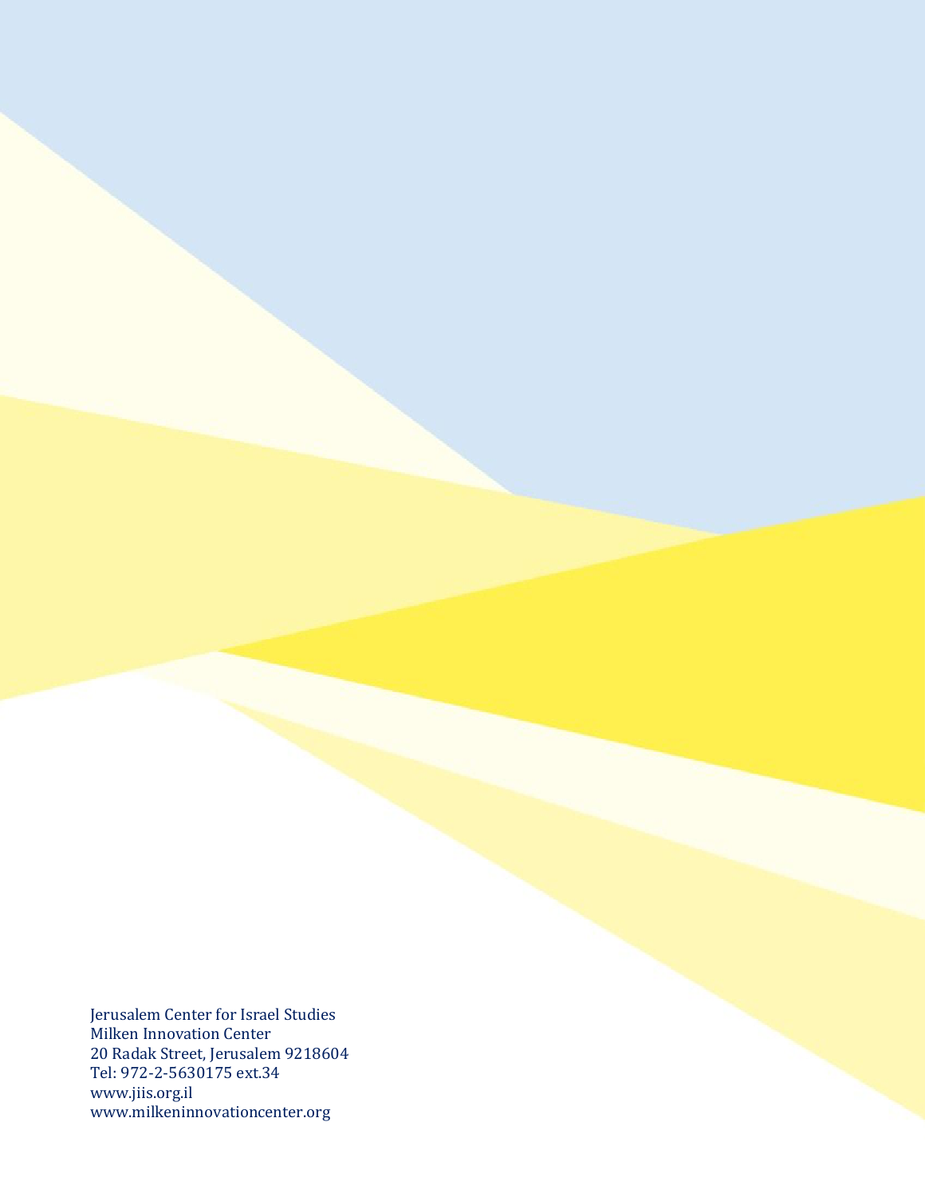Jerusalem Center for Israel Studies
Milken Innovation Center
20 Radak Street, Jerusalem 9218604
Tel: 972-2-5630175 ext.34
www.jiis.org.il
www.milkeninnovationcenter.org